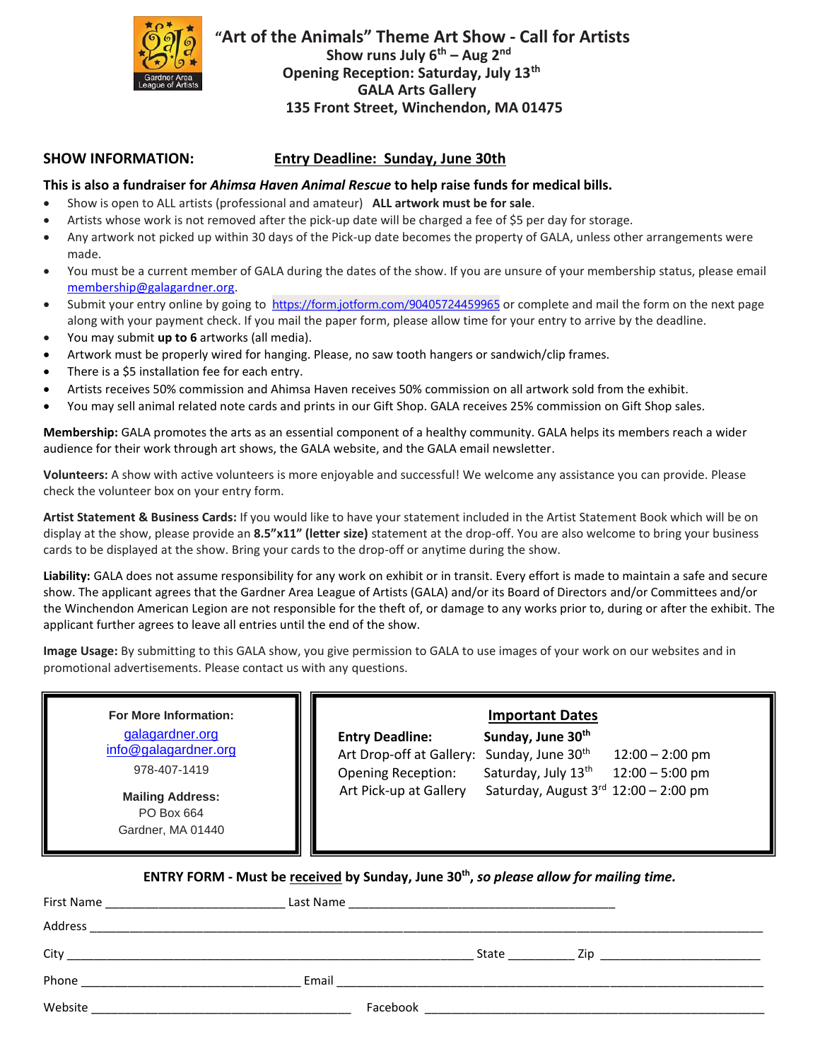# "Art of the Animals" Theme Art Show - Call for Artists

**Show runs July 6th – Aug 2nd**
**Opening Reception: Saturday, July 13th**
**GALA Arts Gallery**
**135 Front Street, Winchendon, MA 01475**

## SHOW INFORMATION: <u>Entry Deadline: Sunday, June 30th</u>

**This is also a fundraiser for *Ahimsa Haven Animal Rescue* to help raise funds for medical bills.**

- Show is open to ALL artists (professional and amateur) **ALL artwork must be for sale**.
- Artists whose work is not removed after the pick-up date will be charged a fee of $5 per day for storage.
- Any artwork not picked up within 30 days of the Pick-up date becomes the property of GALA, unless other arrangements were made.
- You must be a current member of GALA during the dates of the show. If you are unsure of your membership status, please email membership@galagardner.org.
- Submit your entry online by going to https://form.jotform.com/90405724459965 or complete and mail the form on the next page along with your payment check. If you mail the paper form, please allow time for your entry to arrive by the deadline.
- You may submit **up to 6** artworks (all media).
- Artwork must be properly wired for hanging. Please, no saw tooth hangers or sandwich/clip frames.
- There is a $5 installation fee for each entry.
- Artists receives 50% commission and Ahimsa Haven receives 50% commission on all artwork sold from the exhibit.
- You may sell animal related note cards and prints in our Gift Shop. GALA receives 25% commission on Gift Shop sales.

**Membership:** GALA promotes the arts as an essential component of a healthy community. GALA helps its members reach a wider audience for their work through art shows, the GALA website, and the GALA email newsletter.

**Volunteers:** A show with active volunteers is more enjoyable and successful! We welcome any assistance you can provide. Please check the volunteer box on your entry form.

**Artist Statement & Business Cards:** If you would like to have your statement included in the Artist Statement Book which will be on display at the show, please provide an **8.5"x11" (letter size)** statement at the drop-off. You are also welcome to bring your business cards to be displayed at the show. Bring your cards to the drop-off or anytime during the show.

**Liability:** GALA does not assume responsibility for any work on exhibit or in transit. Every effort is made to maintain a safe and secure show. The applicant agrees that the Gardner Area League of Artists (GALA) and/or its Board of Directors and/or Committees and/or the Winchendon American Legion are not responsible for the theft of, or damage to any works prior to, during or after the exhibit. The applicant further agrees to leave all entries until the end of the show.

**Image Usage:** By submitting to this GALA show, you give permission to GALA to use images of your work on our websites and in promotional advertisements. Please contact us with any questions.

**For More Information:**
galagardner.org
info@galagardner.org
978-407-1419

**Mailing Address:**
PO Box 664
Gardner, MA 01440

**<u>Important Dates</u>**

| | | |
|---|---|---|
| **Entry Deadline:** | **Sunday, June 30th** | |
| Art Drop-off at Gallery: | Sunday, June 30th | 12:00 – 2:00 pm |
| Opening Reception: | Saturday, July 13th | 12:00 – 5:00 pm |
| Art Pick-up at Gallery | Saturday, August 3rd | 12:00 – 2:00 pm |

**ENTRY FORM - Must be <u>received</u> by Sunday, June 30th, *so please allow for mailing time.***

First Name ________________________ Last Name ____________________________________

Address ______________________________________________________________________________

City ________________________________________________ State _________ Zip ____________________

Phone ______________________________ Email _________________________________________________

Website ____________________________________ Facebook ____________________________________________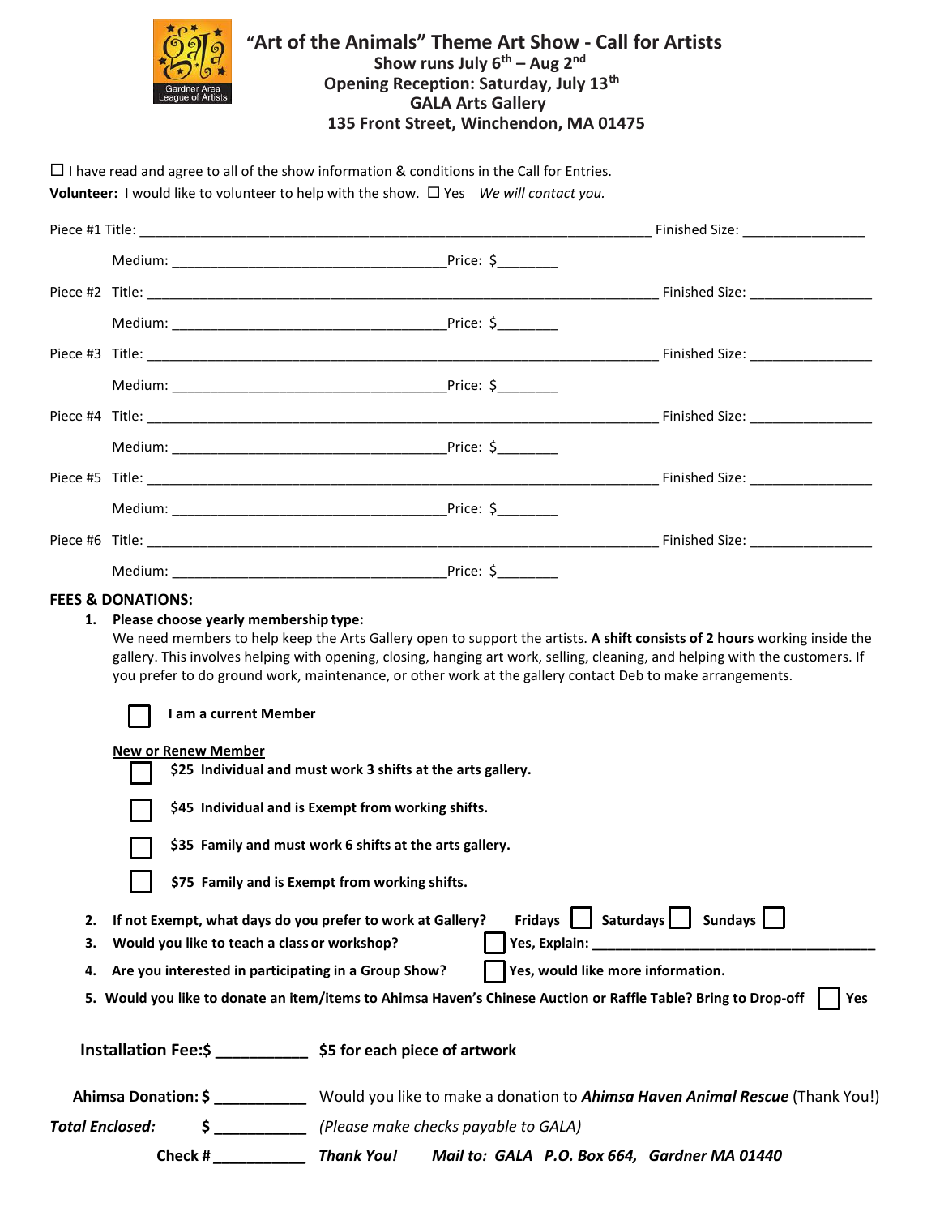# "Art of the Animals" Theme Art Show - Call for Artists

**Show runs July 6th – Aug 2nd**
**Opening Reception: Saturday, July 13th**
**GALA Arts Gallery**
**135 Front Street, Winchendon, MA 01475**

☐ I have read and agree to all of the show information & conditions in the Call for Entries.

**Volunteer:** I would like to volunteer to help with the show. ☐ Yes *We will contact you.*

Piece #1 Title: ______________________________ Finished Size: ____________

Medium: ______________________________ Price: $________

Piece #2 Title: ______________________________ Finished Size: ____________

Medium: ______________________________ Price: $________

Piece #3 Title: ______________________________ Finished Size: ____________

Medium: ______________________________ Price: $________

Piece #4 Title: ______________________________ Finished Size: ____________

Medium: ______________________________ Price: $________

Piece #5 Title: ______________________________ Finished Size: ____________

Medium: ______________________________ Price: $________

Piece #6 Title: ______________________________ Finished Size: ____________

Medium: ______________________________ Price: $________

**FEES & DONATIONS:**

1. **Please choose yearly membership type:**
   We need members to help keep the Arts Gallery open to support the artists. **A shift consists of 2 hours** working inside the gallery. This involves helping with opening, closing, hanging art work, selling, cleaning, and helping with the customers. If you prefer to do ground work, maintenance, or other work at the gallery contact Deb to make arrangements.

   ☐ **I am a current Member**

   New or Renew Member

   ☐ **$25 Individual and must work 3 shifts at the arts gallery.**

   ☐ **$45 Individual and is Exempt from working shifts.**

   ☐ **$35 Family and must work 6 shifts at the arts gallery.**

   ☐ **$75 Family and is Exempt from working shifts.**

2. **If not Exempt, what days do you prefer to work at Gallery?** Fridays ☐ Saturdays ☐ Sundays ☐
3. **Would you like to teach a class or workshop?** ☐ **Yes, Explain:** ______________________________
4. **Are you interested in participating in a Group Show?** ☐ **Yes, would like more information.**
5. **Would you like to donate an item/items to Ahimsa Haven's Chinese Auction or Raffle Table? Bring to Drop-off** ☐ **Yes**

**Installation Fee:$** __________ **$5 for each piece of artwork**

**Ahimsa Donation: $** __________ Would you like to make a donation to ***Ahimsa Haven Animal Rescue*** (Thank You!)

***Total Enclosed:*** **$** __________ *(Please make checks payable to GALA)*

**Check #** __________ ***Thank You!*** ***Mail to: GALA P.O. Box 664, Gardner MA 01440***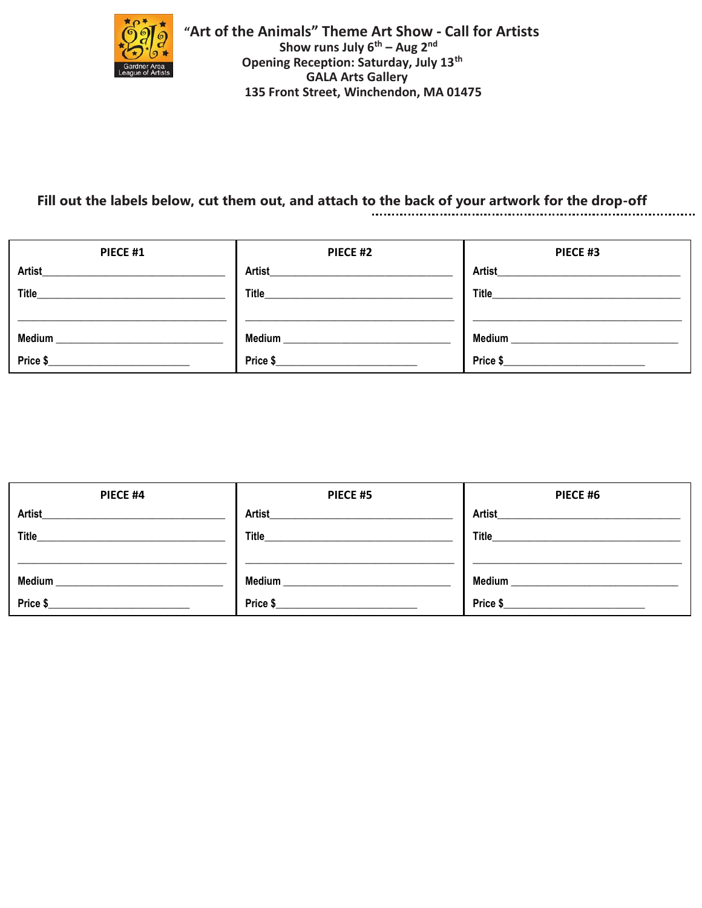# "Art of the Animals" Theme Art Show - Call for Artists

**Show runs July 6th – Aug 2nd**
**Opening Reception: Saturday, July 13th**
**GALA Arts Gallery**
**135 Front Street, Winchendon, MA 01475**

**Fill out the labels below, cut them out, and attach to the back of your artwork for the drop-off**

| PIECE #1 | PIECE #2 | PIECE #3 |
|---|---|---|
| Artist___________________ | Artist___________________ | Artist___________________ |
| Title___________________ | Title___________________ | Title___________________ |
| ___________________ | ___________________ | ___________________ |
| Medium ___________________ | Medium ___________________ | Medium ___________________ |
| Price $___________________ | Price $___________________ | Price $___________________ |

| PIECE #4 | PIECE #5 | PIECE #6 |
|---|---|---|
| Artist___________________ | Artist___________________ | Artist___________________ |
| Title___________________ | Title___________________ | Title___________________ |
| ___________________ | ___________________ | ___________________ |
| Medium ___________________ | Medium ___________________ | Medium ___________________ |
| Price $___________________ | Price $___________________ | Price $___________________ |